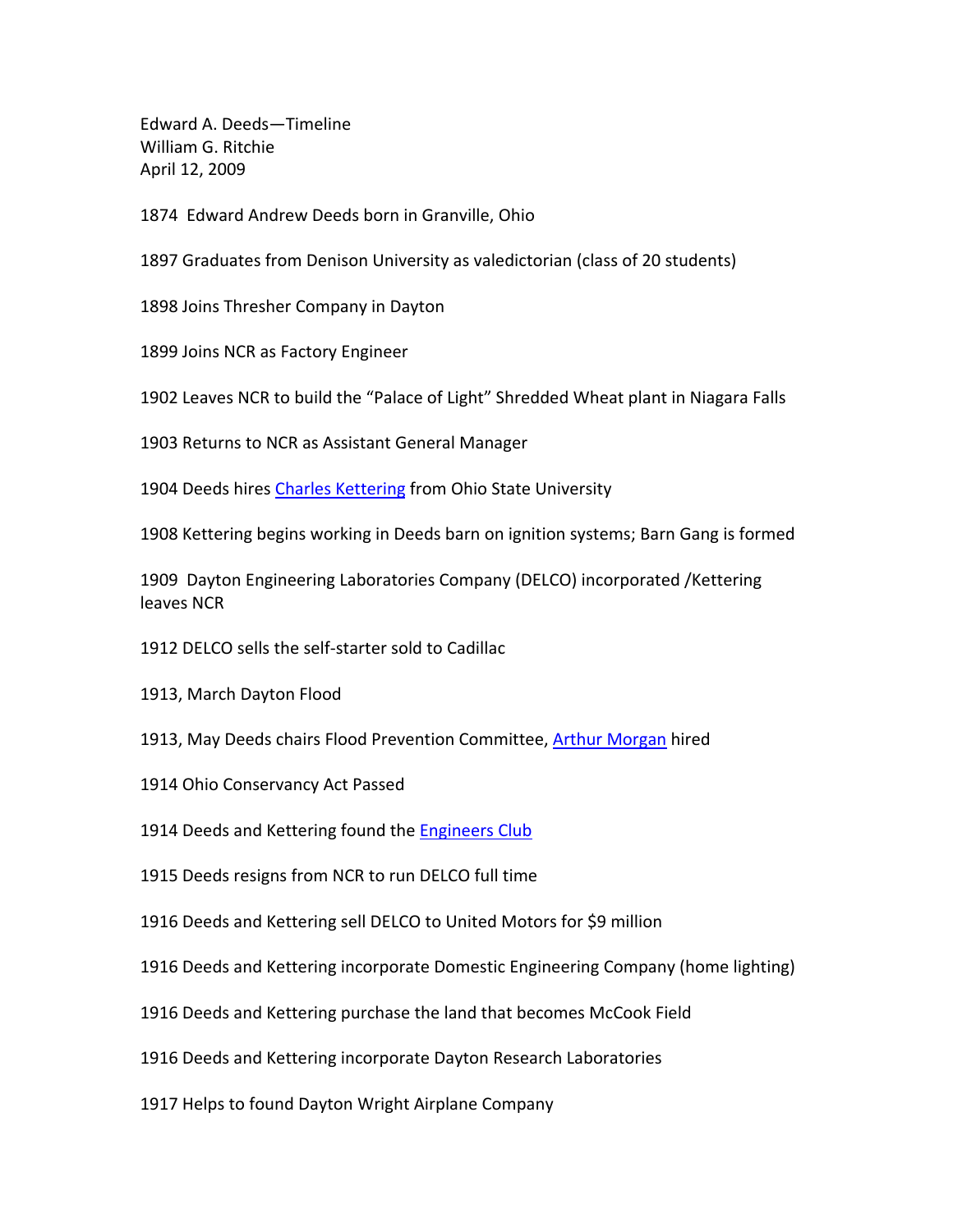Edward A. Deeds—Timeline
William G. Ritchie
April 12, 2009

1874 Edward Andrew Deeds born in Granville, Ohio

1897 Graduates from Denison University as valedictorian (class of 20 students)

1898 Joins Thresher Company in Dayton

1899 Joins NCR as Factory Engineer

1902 Leaves NCR to build the "Palace of Light" Shredded Wheat plant in Niagara Falls

1903 Returns to NCR as Assistant General Manager

1904 Deeds hires Charles Kettering from Ohio State University

1908 Kettering begins working in Deeds barn on ignition systems; Barn Gang is formed

1909 Dayton Engineering Laboratories Company (DELCO) incorporated /Kettering leaves NCR

1912 DELCO sells the self-starter sold to Cadillac

1913, March Dayton Flood

1913, May Deeds chairs Flood Prevention Committee, Arthur Morgan hired

1914 Ohio Conservancy Act Passed

1914 Deeds and Kettering found the Engineers Club

1915 Deeds resigns from NCR to run DELCO full time

1916 Deeds and Kettering sell DELCO to United Motors for $9 million

1916 Deeds and Kettering incorporate Domestic Engineering Company (home lighting)

1916 Deeds and Kettering purchase the land that becomes McCook Field

1916 Deeds and Kettering incorporate Dayton Research Laboratories

1917 Helps to found Dayton Wright Airplane Company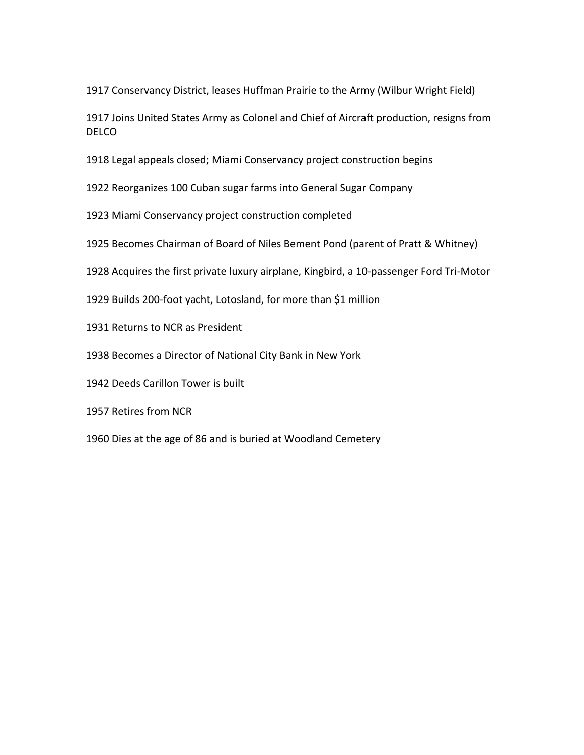1917 Conservancy District, leases Huffman Prairie to the Army (Wilbur Wright Field)

1917 Joins United States Army as Colonel and Chief of Aircraft production, resigns from DELCO

1918 Legal appeals closed; Miami Conservancy project construction begins

1922 Reorganizes 100 Cuban sugar farms into General Sugar Company

1923 Miami Conservancy project construction completed

1925 Becomes Chairman of Board of Niles Bement Pond (parent of Pratt & Whitney)

1928 Acquires the first private luxury airplane, Kingbird, a 10-passenger Ford Tri-Motor

1929 Builds 200-foot yacht, Lotosland, for more than $1 million

1931 Returns to NCR as President

1938 Becomes a Director of National City Bank in New York

1942 Deeds Carillon Tower is built

1957 Retires from NCR

1960 Dies at the age of 86 and is buried at Woodland Cemetery